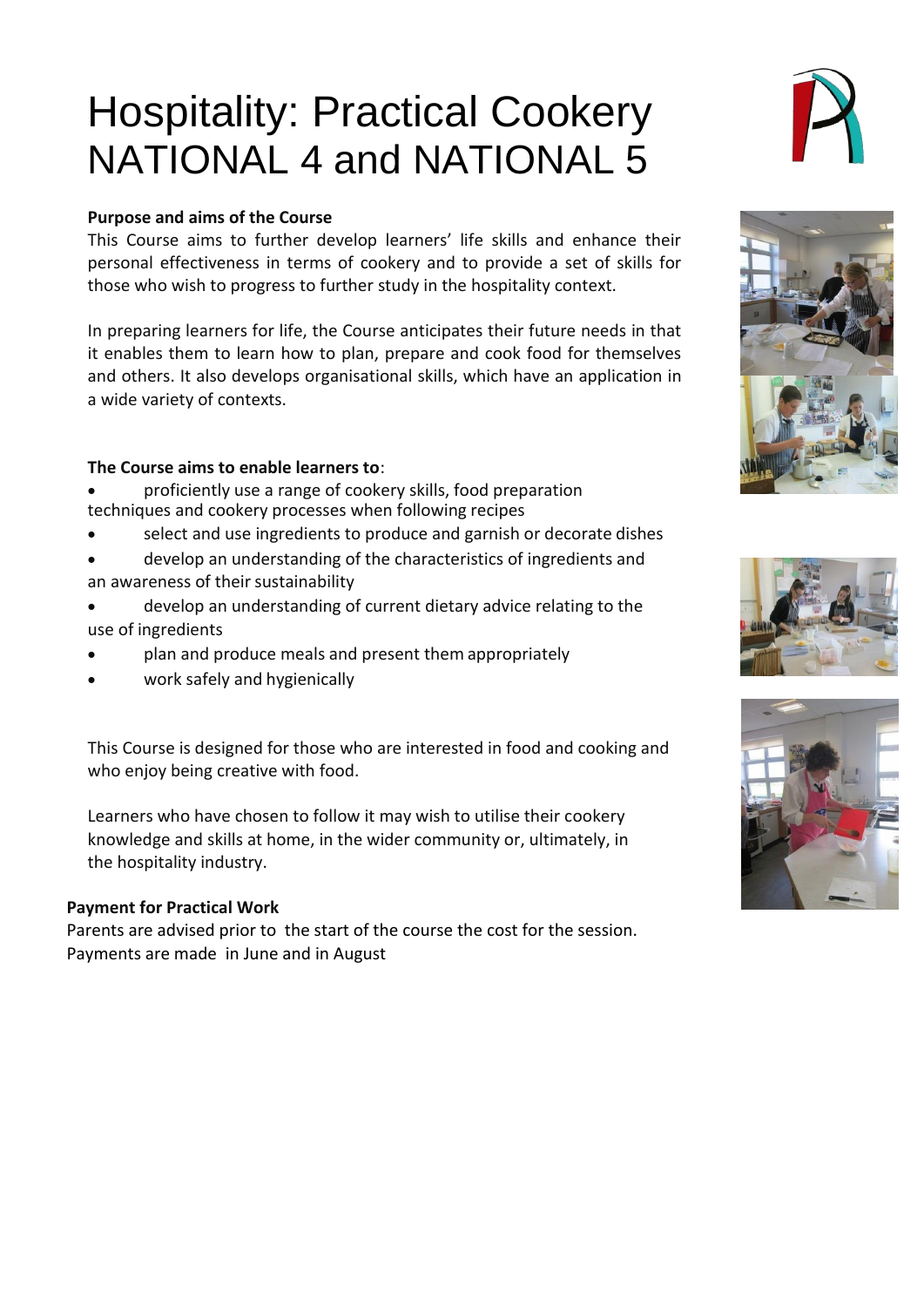# Hospitality: Practical Cookery NATIONAL 4 and NATIONAL 5

**Purpose and aims of the Course**

This Course aims to further develop learners' life skills and enhance their personal effectiveness in terms of cookery and to provide a set of skills for those who wish to progress to further study in the hospitality context.

In preparing learners for life, the Course anticipates their future needs in that it enables them to learn how to plan, prepare and cook food for themselves and others. It also develops organisational skills, which have an application in a wide variety of contexts.

**The Course aims to enable learners to**:

- proficiently use a range of cookery skills, food preparation techniques and cookery processes when following recipes
- select and use ingredients to produce and garnish or decorate dishes
- develop an understanding of the characteristics of ingredients and an awareness of their sustainability
- develop an understanding of current dietary advice relating to the use of ingredients
- plan and produce meals and present them appropriately
- work safely and hygienically

This Course is designed for those who are interested in food and cooking and who enjoy being creative with food.

Learners who have chosen to follow it may wish to utilise their cookery knowledge and skills at home, in the wider community or, ultimately, in the hospitality industry.

**Payment for Practical Work**

Parents are advised prior to the start of the course the cost for the session. Payments are made in June and in August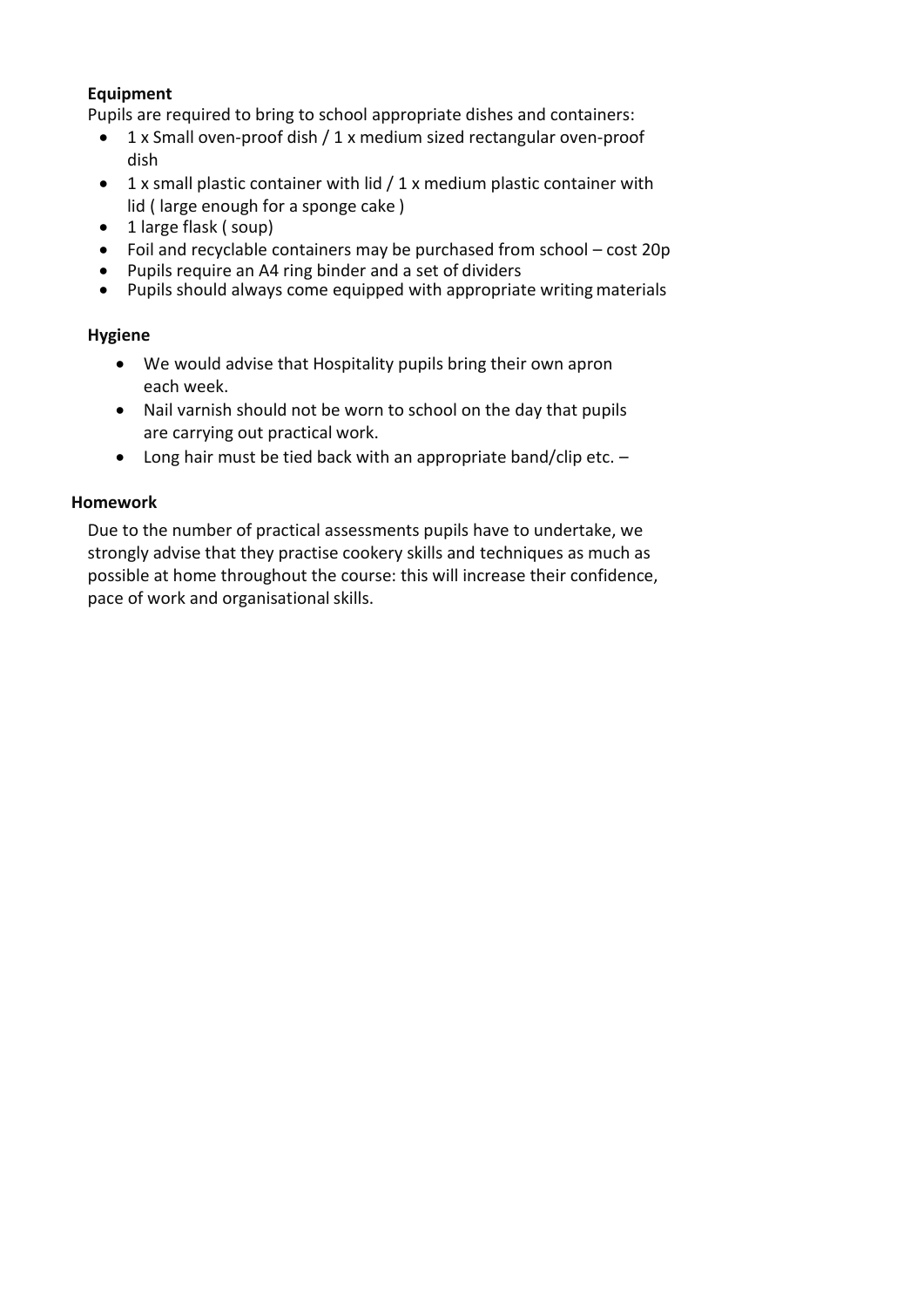**Equipment**

Pupils are required to bring to school appropriate dishes and containers:

- 1 x Small oven-proof dish / 1 x medium sized rectangular oven-proof dish
- 1 x small plastic container with lid / 1 x medium plastic container with lid ( large enough for a sponge cake )
- 1 large flask ( soup)
- Foil and recyclable containers may be purchased from school – cost 20p
- Pupils require an A4 ring binder and a set of dividers
- Pupils should always come equipped with appropriate writing materials

**Hygiene**

- We would advise that Hospitality pupils bring their own apron each week.
- Nail varnish should not be worn to school on the day that pupils are carrying out practical work.
- Long hair must be tied back with an appropriate band/clip etc. –

**Homework**

Due to the number of practical assessments pupils have to undertake, we strongly advise that they practise cookery skills and techniques as much as possible at home throughout the course: this will increase their confidence, pace of work and organisational skills.